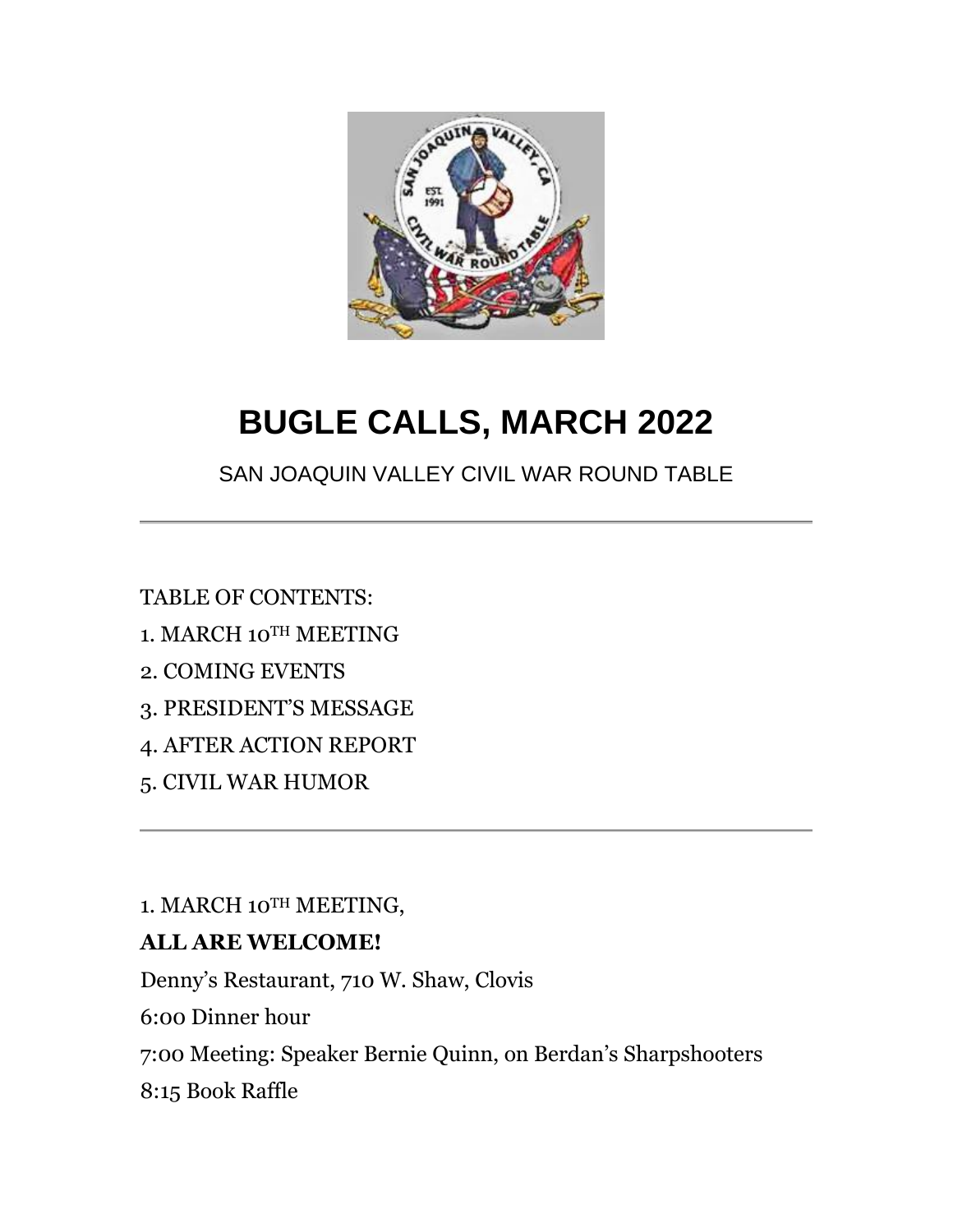# BUGLE CALLS, MARCH 2022

SAN JOAQUIN VALLEY CIVIL WAR ROUND TABLE

---

TABLE OF CONTENTS:

1. MARCH 10TH MEETING
2. COMING EVENTS
3. PRESIDENT'S MESSAGE
4. AFTER ACTION REPORT
5. CIVIL WAR HUMOR

---

1. MARCH 10TH MEETING,

**ALL ARE WELCOME!**

Denny's Restaurant, 710 W. Shaw, Clovis

6:00 Dinner hour

7:00 Meeting: Speaker Bernie Quinn, on Berdan's Sharpshooters

8:15 Book Raffle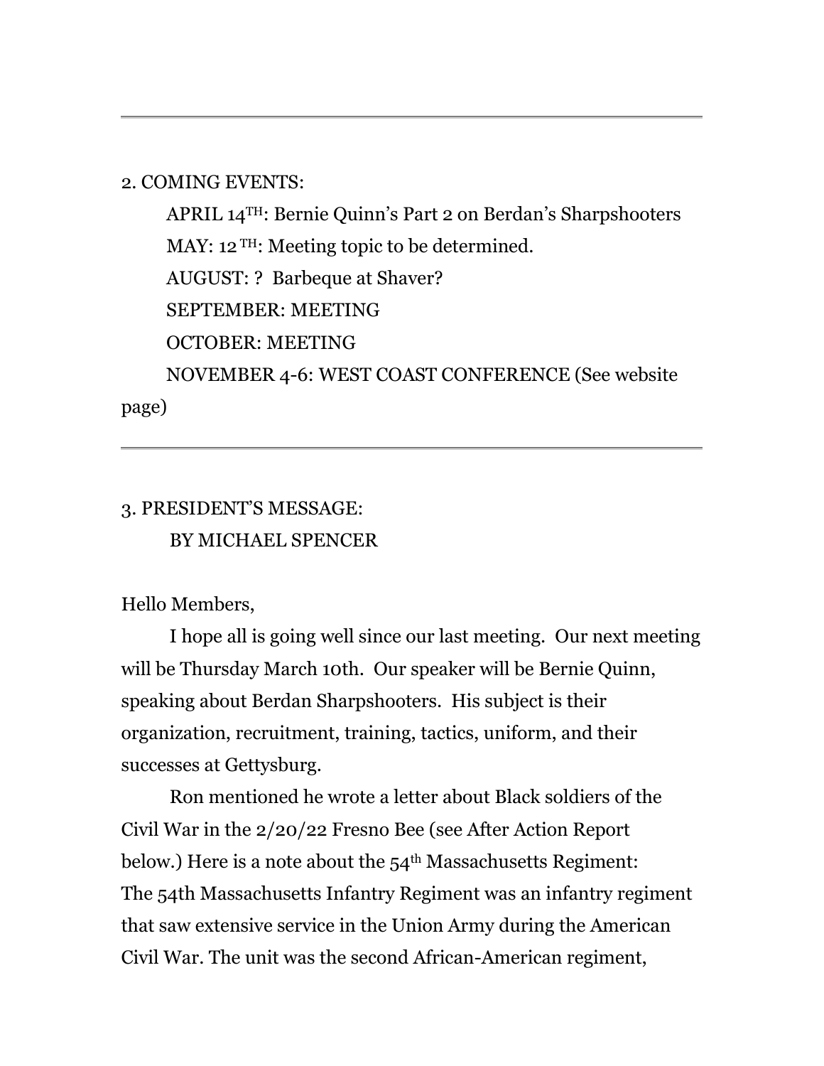2. COMING EVENTS:

APRIL 14TH: Bernie Quinn's Part 2 on Berdan's Sharpshooters

MAY: 12 TH: Meeting topic to be determined.

AUGUST: ? Barbeque at Shaver?

SEPTEMBER: MEETING

OCTOBER: MEETING

NOVEMBER 4-6: WEST COAST CONFERENCE (See website page)

---

3. PRESIDENT'S MESSAGE:
BY MICHAEL SPENCER

Hello Members,

I hope all is going well since our last meeting. Our next meeting will be Thursday March 10th. Our speaker will be Bernie Quinn, speaking about Berdan Sharpshooters. His subject is their organization, recruitment, training, tactics, uniform, and their successes at Gettysburg.

Ron mentioned he wrote a letter about Black soldiers of the Civil War in the 2/20/22 Fresno Bee (see After Action Report below.) Here is a note about the 54th Massachusetts Regiment:
The 54th Massachusetts Infantry Regiment was an infantry regiment that saw extensive service in the Union Army during the American Civil War. The unit was the second African-American regiment,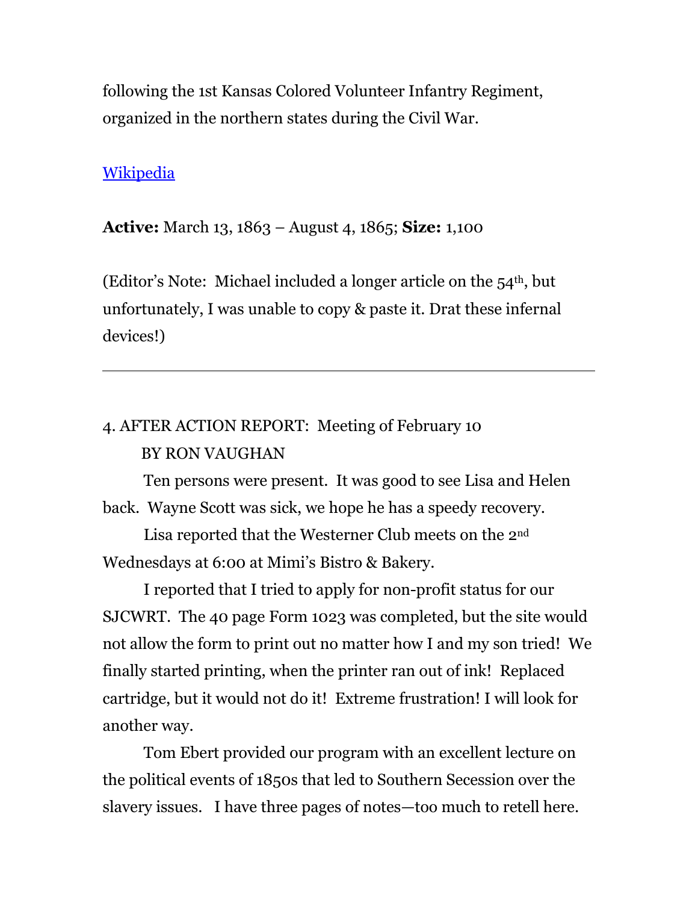following the 1st Kansas Colored Volunteer Infantry Regiment, organized in the northern states during the Civil War.

Wikipedia

**Active:** March 13, 1863 – August 4, 1865; **Size:** 1,100

(Editor's Note: Michael included a longer article on the 54th, but unfortunately, I was unable to copy & paste it. Drat these infernal devices!)

---

4. AFTER ACTION REPORT: Meeting of February 10

BY RON VAUGHAN

Ten persons were present. It was good to see Lisa and Helen back. Wayne Scott was sick, we hope he has a speedy recovery.

Lisa reported that the Westerner Club meets on the 2nd Wednesdays at 6:00 at Mimi's Bistro & Bakery.

I reported that I tried to apply for non-profit status for our SJCWRT. The 40 page Form 1023 was completed, but the site would not allow the form to print out no matter how I and my son tried! We finally started printing, when the printer ran out of ink! Replaced cartridge, but it would not do it! Extreme frustration! I will look for another way.

Tom Ebert provided our program with an excellent lecture on the political events of 1850s that led to Southern Secession over the slavery issues. I have three pages of notes—too much to retell here.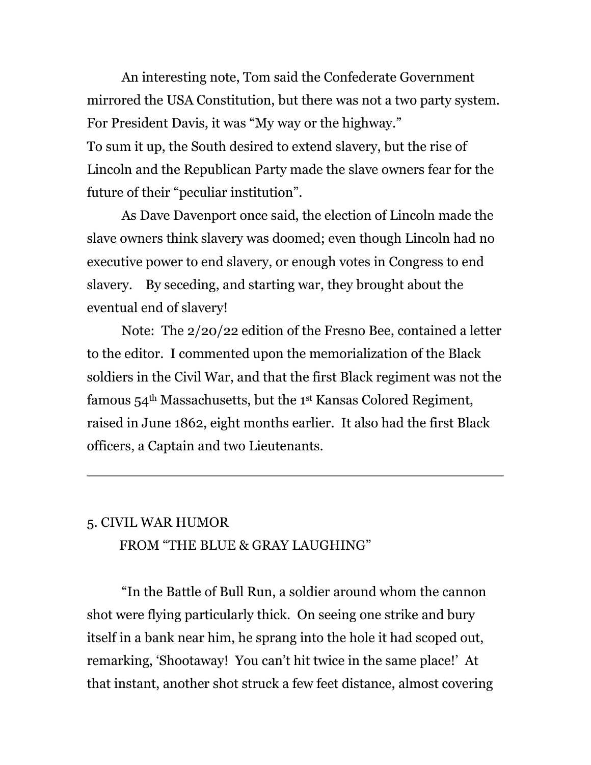An interesting note, Tom said the Confederate Government mirrored the USA Constitution, but there was not a two party system. For President Davis, it was "My way or the highway."
To sum it up, the South desired to extend slavery, but the rise of Lincoln and the Republican Party made the slave owners fear for the future of their "peculiar institution".

As Dave Davenport once said, the election of Lincoln made the slave owners think slavery was doomed; even though Lincoln had no executive power to end slavery, or enough votes in Congress to end slavery. By seceding, and starting war, they brought about the eventual end of slavery!

Note: The 2/20/22 edition of the Fresno Bee, contained a letter to the editor. I commented upon the memorialization of the Black soldiers in the Civil War, and that the first Black regiment was not the famous 54th Massachusetts, but the 1st Kansas Colored Regiment, raised in June 1862, eight months earlier. It also had the first Black officers, a Captain and two Lieutenants.

---

## 5. CIVIL WAR HUMOR
## FROM "THE BLUE & GRAY LAUGHING"

"In the Battle of Bull Run, a soldier around whom the cannon shot were flying particularly thick. On seeing one strike and bury itself in a bank near him, he sprang into the hole it had scoped out, remarking, 'Shootaway! You can't hit twice in the same place!' At that instant, another shot struck a few feet distance, almost covering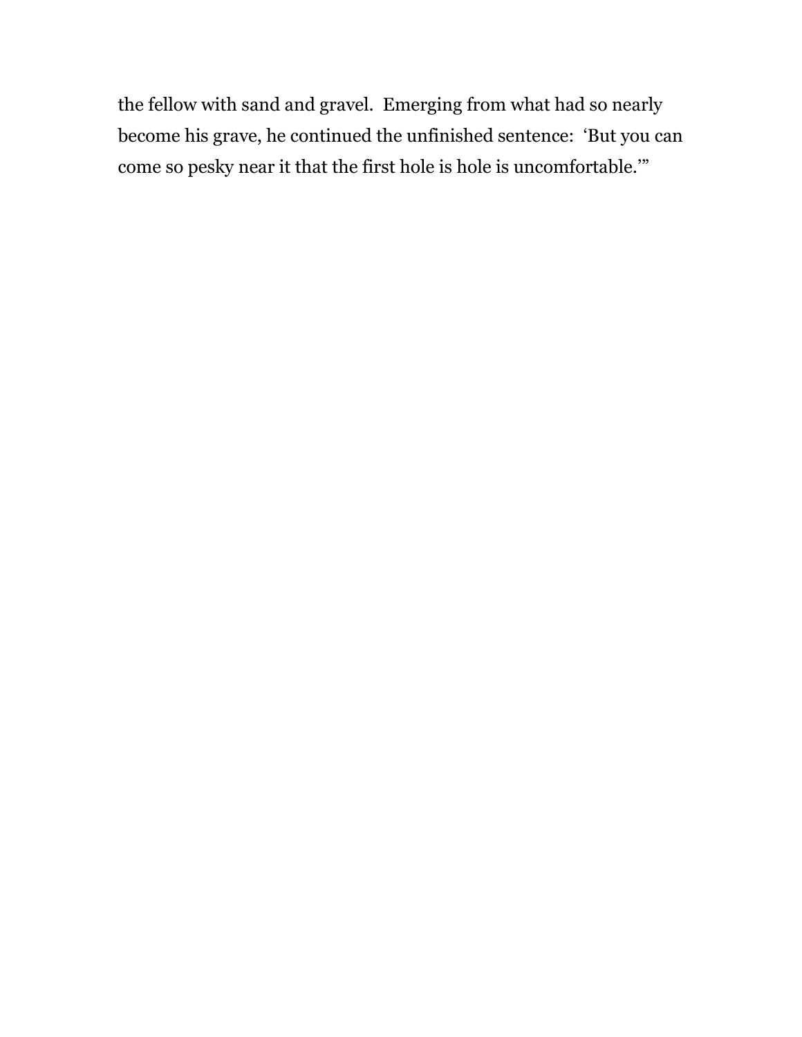the fellow with sand and gravel. Emerging from what had so nearly become his grave, he continued the unfinished sentence: 'But you can come so pesky near it that the first hole is hole is uncomfortable.'"